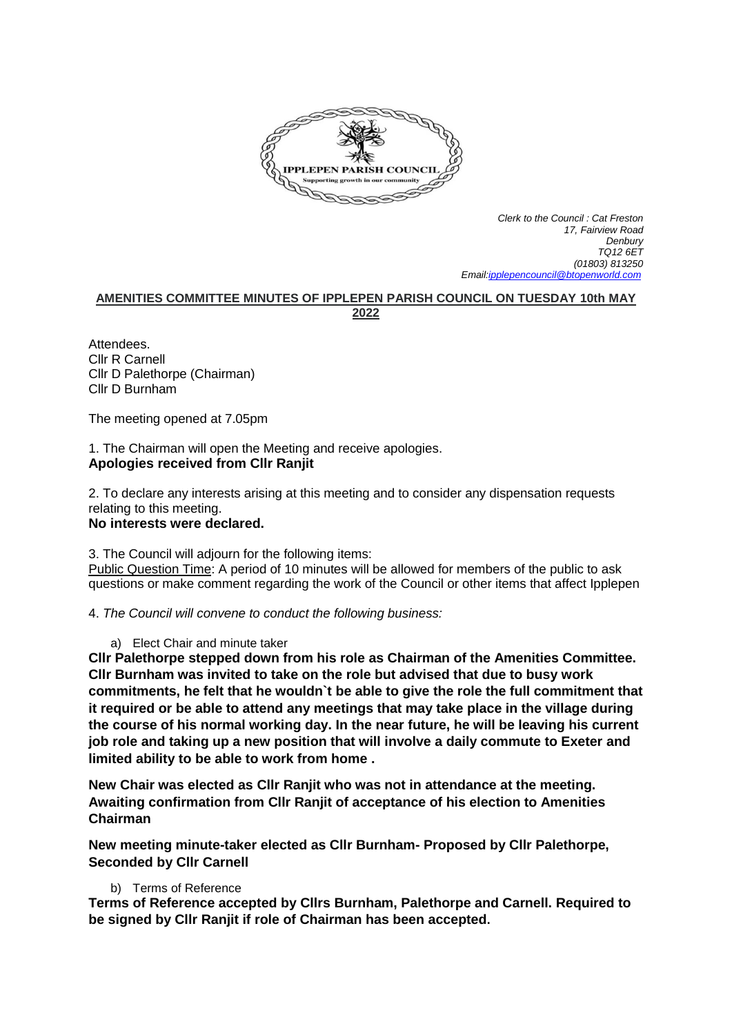IPPLEPEN PARISH COUNCIL
Supporting growth in our community

*Clerk to the Council : Cat Freston*
*17, Fairview Road*
*Denbury*
*TQ12 6ET*
*(01803) 813250*
*Email:ipplepencouncil@btopenworld.com*

## AMENITIES COMMITTEE MINUTES OF IPPLEPEN PARISH COUNCIL ON TUESDAY 10th MAY 2022

Attendees.
Cllr R Carnell
Cllr D Palethorpe (Chairman)
Cllr D Burnham

The meeting opened at 7.05pm

1. The Chairman will open the Meeting and receive apologies.
**Apologies received from Cllr Ranjit**

2. To declare any interests arising at this meeting and to consider any dispensation requests relating to this meeting.
**No interests were declared.**

3. The Council will adjourn for the following items:
Public Question Time: A period of 10 minutes will be allowed for members of the public to ask questions or make comment regarding the work of the Council or other items that affect Ipplepen

4. *The Council will convene to conduct the following business:*

a) Elect Chair and minute taker

**Cllr Palethorpe stepped down from his role as Chairman of the Amenities Committee. Cllr Burnham was invited to take on the role but advised that due to busy work commitments, he felt that he wouldn`t be able to give the role the full commitment that it required or be able to attend any meetings that may take place in the village during the course of his normal working day. In the near future, he will be leaving his current job role and taking up a new position that will involve a daily commute to Exeter and limited ability to be able to work from home .**

**New Chair was elected as Cllr Ranjit who was not in attendance at the meeting. Awaiting confirmation from Cllr Ranjit of acceptance of his election to Amenities Chairman**

**New meeting minute-taker elected as Cllr Burnham- Proposed by Cllr Palethorpe, Seconded by Cllr Carnell**

b) Terms of Reference

**Terms of Reference accepted by Cllrs Burnham, Palethorpe and Carnell. Required to be signed by Cllr Ranjit if role of Chairman has been accepted.**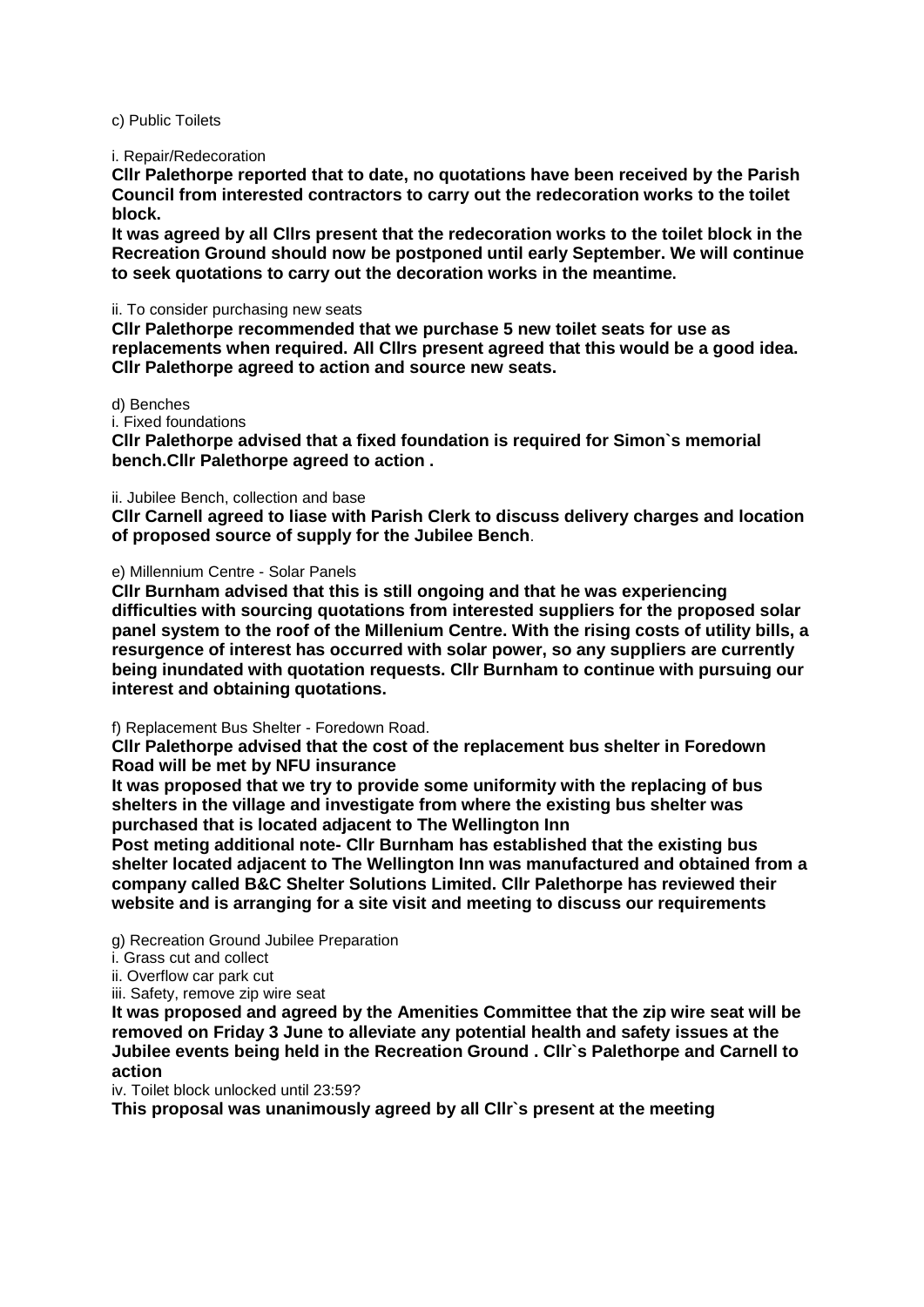c) Public Toilets

i. Repair/Redecoration

**Cllr Palethorpe reported that to date, no quotations have been received by the Parish Council from interested contractors to carry out the redecoration works to the toilet block.**

**It was agreed by all Cllrs present that the redecoration works to the toilet block in the Recreation Ground should now be postponed until early September. We will continue to seek quotations to carry out the decoration works in the meantime.**

ii. To consider purchasing new seats

**Cllr Palethorpe recommended that we purchase 5 new toilet seats for use as replacements when required. All Cllrs present agreed that this would be a good idea. Cllr Palethorpe agreed to action and source new seats.**

d) Benches

i. Fixed foundations

**Cllr Palethorpe advised that a fixed foundation is required for Simon`s memorial bench.Cllr Palethorpe agreed to action .**

ii. Jubilee Bench, collection and base

**Cllr Carnell agreed to liase with Parish Clerk to discuss delivery charges and location of proposed source of supply for the Jubilee Bench**.

e) Millennium Centre - Solar Panels

**Cllr Burnham advised that this is still ongoing and that he was experiencing difficulties with sourcing quotations from interested suppliers for the proposed solar panel system to the roof of the Millenium Centre. With the rising costs of utility bills, a resurgence of interest has occurred with solar power, so any suppliers are currently being inundated with quotation requests. Cllr Burnham to continue with pursuing our interest and obtaining quotations.**

f) Replacement Bus Shelter - Foredown Road.

**Cllr Palethorpe advised that the cost of the replacement bus shelter in Foredown Road will be met by NFU insurance**

**It was proposed that we try to provide some uniformity with the replacing of bus shelters in the village and investigate from where the existing bus shelter was purchased that is located adjacent to The Wellington Inn**

**Post meting additional note- Cllr Burnham has established that the existing bus shelter located adjacent to The Wellington Inn was manufactured and obtained from a company called B&C Shelter Solutions Limited. Cllr Palethorpe has reviewed their website and is arranging for a site visit and meeting to discuss our requirements**

g) Recreation Ground Jubilee Preparation

i. Grass cut and collect

ii. Overflow car park cut

iii. Safety, remove zip wire seat

**It was proposed and agreed by the Amenities Committee that the zip wire seat will be removed on Friday 3 June to alleviate any potential health and safety issues at the Jubilee events being held in the Recreation Ground . Cllr`s Palethorpe and Carnell to action**

iv. Toilet block unlocked until 23:59?

**This proposal was unanimously agreed by all Cllr`s present at the meeting**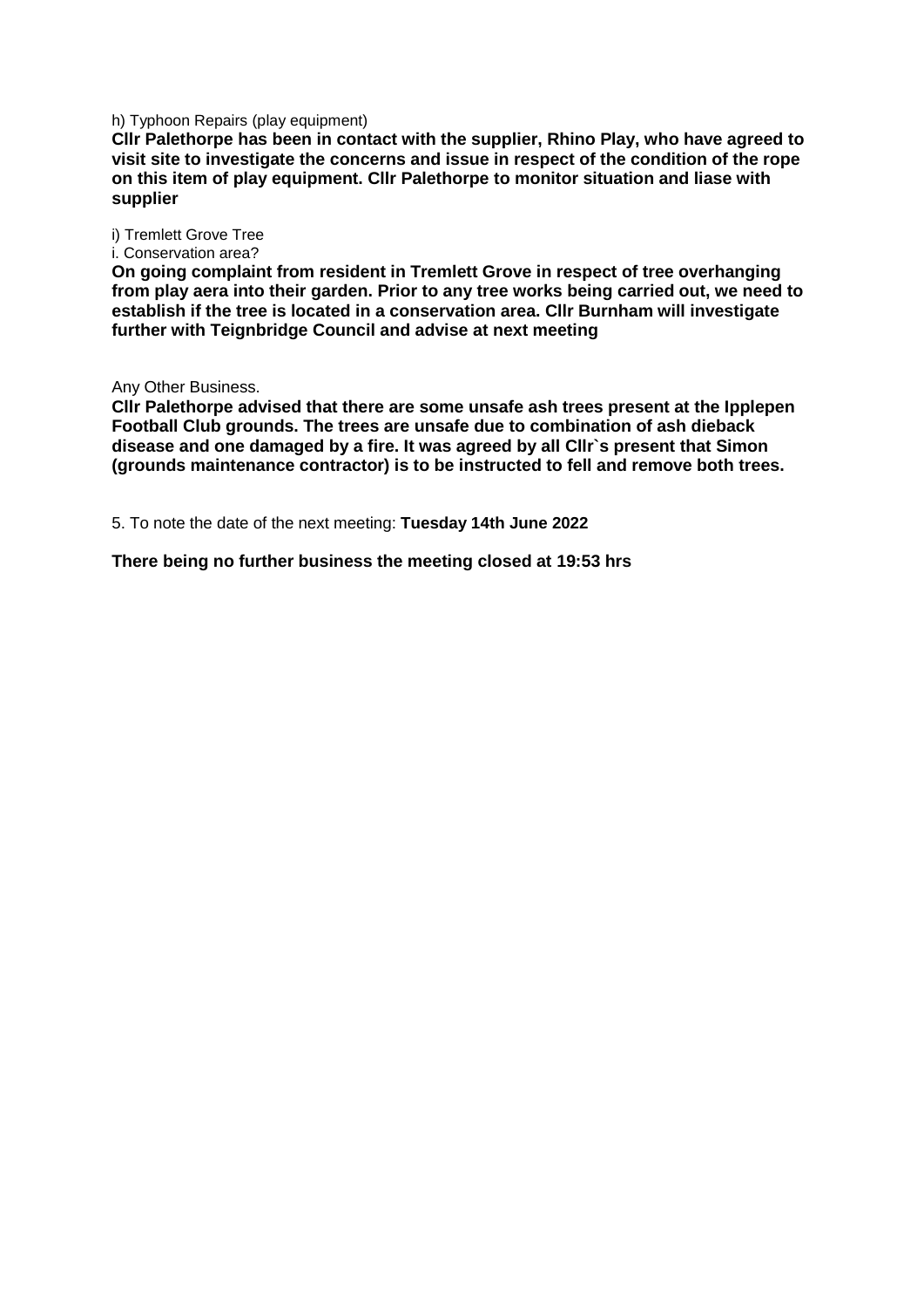h) Typhoon Repairs (play equipment)

**Cllr Palethorpe has been in contact with the supplier, Rhino Play, who have agreed to visit site to investigate the concerns and issue in respect of the condition of the rope on this item of play equipment. Cllr Palethorpe to monitor situation and liase with supplier**

i) Tremlett Grove Tree

i. Conservation area?

**On going complaint from resident in Tremlett Grove in respect of tree overhanging from play aera into their garden. Prior to any tree works being carried out, we need to establish if the tree is located in a conservation area. Cllr Burnham will investigate further with Teignbridge Council and advise at next meeting**

Any Other Business.

**Cllr Palethorpe advised that there are some unsafe ash trees present at the Ipplepen Football Club grounds. The trees are unsafe due to combination of ash dieback disease and one damaged by a fire. It was agreed by all Cllr`s present that Simon (grounds maintenance contractor) is to be instructed to fell and remove both trees.**

5. To note the date of the next meeting: **Tuesday 14th June 2022**

**There being no further business the meeting closed at 19:53 hrs**